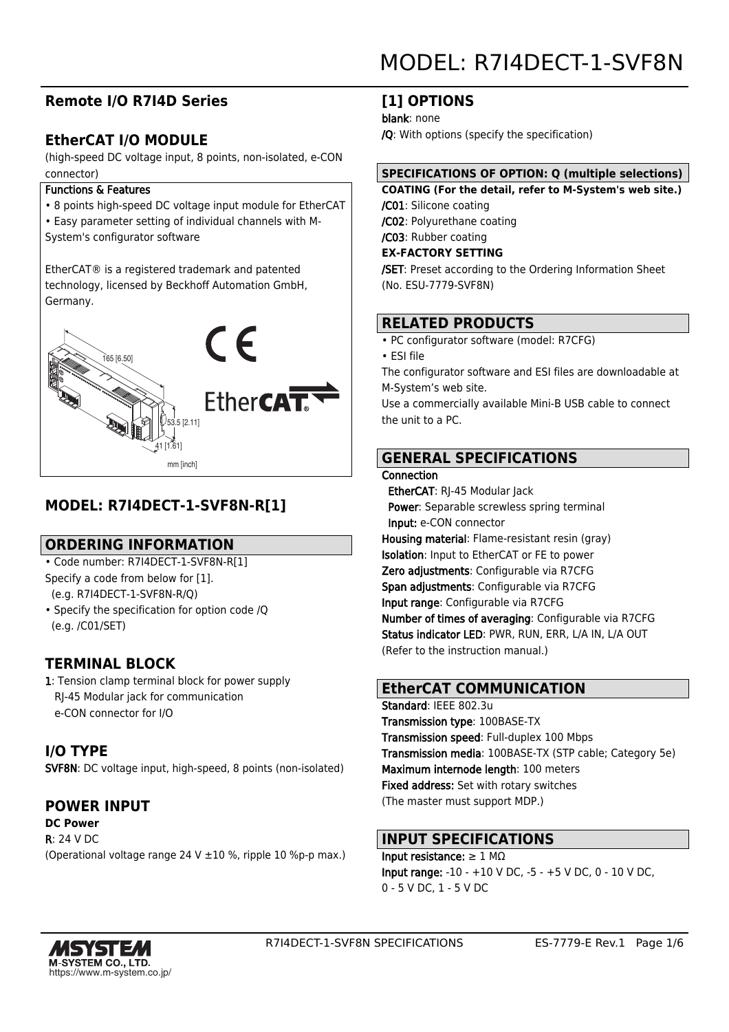# MODEL: R7I4DECT-1-SVF8N

## Remote I/O R7I4D Series

## EtherCAT I/O MODULE

(high-speed DC voltage input, 8 points, non-isolated, e-CON connector)

**Functions & Features**

- 8 points high-speed DC voltage input module for EtherCAT
- Easy parameter setting of individual channels with M-System's configurator software

EtherCAT® is a registered trademark and patented technology, licensed by Beckhoff Automation GmbH, Germany.

165 [6.50]

53.5 [2.11]

41 [1.61]

mm [inch]

## MODEL: R7I4DECT-1-SVF8N-R[1]

## ORDERING INFORMATION

- Code number: R7I4DECT-1-SVF8N-R[1]

Specify a code from below for [1].
(e.g. R7I4DECT-1-SVF8N-R/Q)

- Specify the specification for option code /Q
(e.g. /C01/SET)

## TERMINAL BLOCK

**1**: Tension clamp terminal block for power supply
RJ-45 Modular jack for communication
e-CON connector for I/O

## I/O TYPE

**SVF8N**: DC voltage input, high-speed, 8 points (non-isolated)

## POWER INPUT

**DC Power**

**R**: 24 V DC
(Operational voltage range 24 V ±10 %, ripple 10 %p-p max.)

## [1] OPTIONS

**blank**: none
**/Q**: With options (specify the specification)

### SPECIFICATIONS OF OPTION: Q (multiple selections)

**COATING (For the detail, refer to M-System's web site.)**

**/C01**: Silicone coating
**/C02**: Polyurethane coating
**/C03**: Rubber coating

**EX-FACTORY SETTING**

**/SET**: Preset according to the Ordering Information Sheet (No. ESU-7779-SVF8N)

## RELATED PRODUCTS

- PC configurator software (model: R7CFG)
- ESI file

The configurator software and ESI files are downloadable at M-System's web site.
Use a commercially available Mini-B USB cable to connect the unit to a PC.

## GENERAL SPECIFICATIONS

**Connection**
**EtherCAT**: RJ-45 Modular Jack
**Power**: Separable screwless spring terminal
**Input:** e-CON connector

**Housing material**: Flame-resistant resin (gray)
**Isolation**: Input to EtherCAT or FE to power
**Zero adjustments**: Configurable via R7CFG
**Span adjustments**: Configurable via R7CFG
**Input range**: Configurable via R7CFG
**Number of times of averaging**: Configurable via R7CFG
**Status indicator LED**: PWR, RUN, ERR, L/A IN, L/A OUT
(Refer to the instruction manual.)

## EtherCAT COMMUNICATION

**Standard**: IEEE 802.3u
**Transmission type**: 100BASE-TX
**Transmission speed**: Full-duplex 100 Mbps
**Transmission media**: 100BASE-TX (STP cable; Category 5e)
**Maximum internode length**: 100 meters
**Fixed address:** Set with rotary switches
(The master must support MDP.)

## INPUT SPECIFICATIONS

**Input resistance:** ≥ 1 MΩ
**Input range:** -10 - +10 V DC, -5 - +5 V DC, 0 - 10 V DC, 0 - 5 V DC, 1 - 5 V DC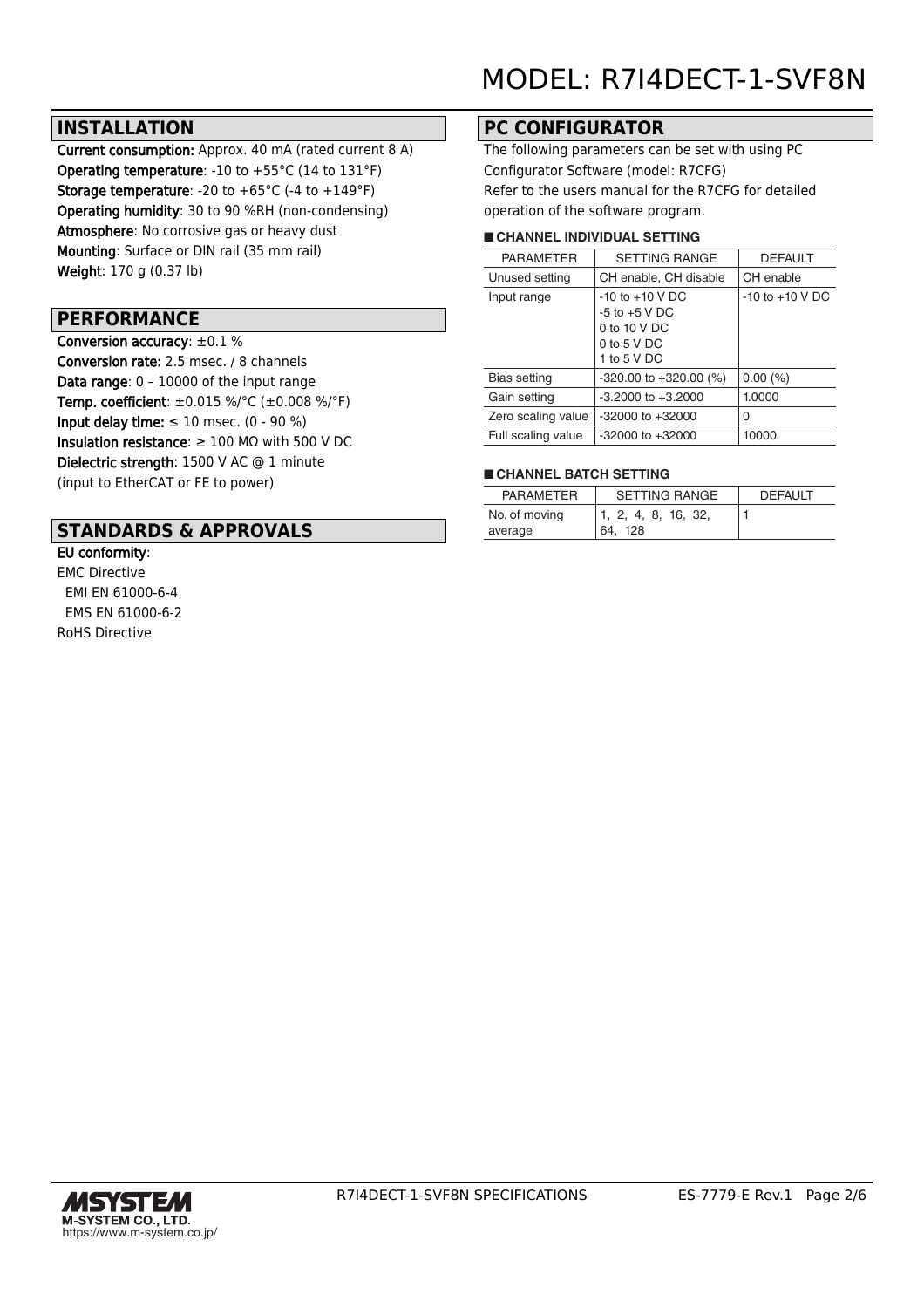## INSTALLATION

**Current consumption:** Approx. 40 mA (rated current 8 A)
**Operating temperature**: -10 to +55°C (14 to 131°F)
**Storage temperature**: -20 to +65°C (-4 to +149°F)
**Operating humidity**: 30 to 90 %RH (non-condensing)
**Atmosphere**: No corrosive gas or heavy dust
**Mounting**: Surface or DIN rail (35 mm rail)
**Weight**: 170 g (0.37 lb)

## PERFORMANCE

**Conversion accuracy**: ±0.1 %
**Conversion rate:** 2.5 msec. / 8 channels
**Data range**: 0 – 10000 of the input range
**Temp. coefficient**: ±0.015 %/°C (±0.008 %/°F)
**Input delay time:** ≤ 10 msec. (0 - 90 %)
**Insulation resistance**: ≥ 100 MΩ with 500 V DC
**Dielectric strength**: 1500 V AC @ 1 minute
(input to EtherCAT or FE to power)

## STANDARDS & APPROVALS

**EU conformity**:
EMC Directive
  EMI EN 61000-6-4
  EMS EN 61000-6-2
RoHS Directive

## PC CONFIGURATOR

The following parameters can be set with using PC Configurator Software (model: R7CFG)
Refer to the users manual for the R7CFG for detailed operation of the software program.

### ■ CHANNEL INDIVIDUAL SETTING

| PARAMETER | SETTING RANGE | DEFAULT |
|---|---|---|
| Unused setting | CH enable, CH disable | CH enable |
| Input range | -10 to +10 V DC<br>-5 to +5 V DC<br>0 to 10 V DC<br>0 to 5 V DC<br>1 to 5 V DC | -10 to +10 V DC |
| Bias setting | -320.00 to +320.00 (%) | 0.00 (%) |
| Gain setting | -3.2000 to +3.2000 | 1.0000 |
| Zero scaling value | -32000 to +32000 | 0 |
| Full scaling value | -32000 to +32000 | 10000 |

### ■ CHANNEL BATCH SETTING

| PARAMETER | SETTING RANGE | DEFAULT |
|---|---|---|
| No. of moving average | 1, 2, 4, 8, 16, 32, 64, 128 | 1 |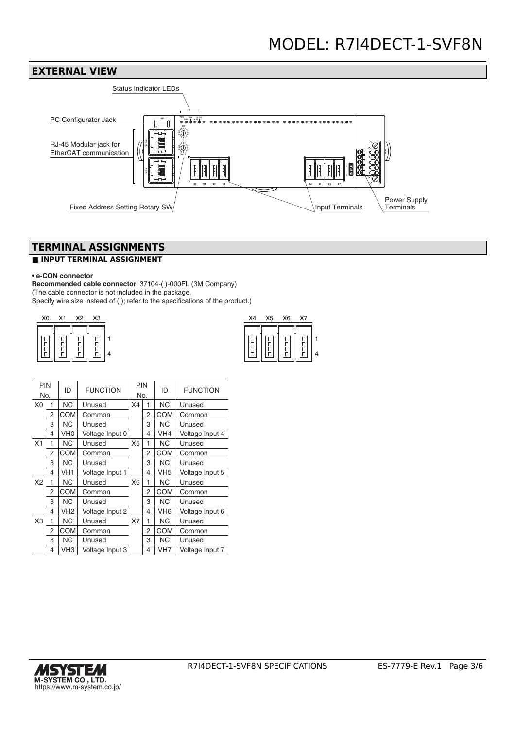# MODEL: R7I4DECT-1-SVF8N

## EXTERNAL VIEW

Status Indicator LEDs

PC Configurator Jack

RJ-45 Modular jack for EtherCAT communication

Fixed Address Setting Rotary SW

Input Terminals

Power Supply Terminals

## TERMINAL ASSIGNMENTS

### ■ INPUT TERMINAL ASSIGNMENT

**• e-CON connector**

**Recommended cable connector**: 37104-( )-000FL (3M Company)
(The cable connector is not included in the package.
Specify wire size instead of ( ); refer to the specifications of the product.)

X0 X1 X2 X3 (pins 1–4)

X4 X5 X6 X7 (pins 1–4)

| PIN No. | | ID | FUNCTION | PIN No. | | ID | FUNCTION |
|---|---|---|---|---|---|---|---|
| X0 | 1 | NC | Unused | X4 | 1 | NC | Unused |
| | 2 | COM | Common | | 2 | COM | Common |
| | 3 | NC | Unused | | 3 | NC | Unused |
| | 4 | VH0 | Voltage Input 0 | | 4 | VH4 | Voltage Input 4 |
| X1 | 1 | NC | Unused | X5 | 1 | NC | Unused |
| | 2 | COM | Common | | 2 | COM | Common |
| | 3 | NC | Unused | | 3 | NC | Unused |
| | 4 | VH1 | Voltage Input 1 | | 4 | VH5 | Voltage Input 5 |
| X2 | 1 | NC | Unused | X6 | 1 | NC | Unused |
| | 2 | COM | Common | | 2 | COM | Common |
| | 3 | NC | Unused | | 3 | NC | Unused |
| | 4 | VH2 | Voltage Input 2 | | 4 | VH6 | Voltage Input 6 |
| X3 | 1 | NC | Unused | X7 | 1 | NC | Unused |
| | 2 | COM | Common | | 2 | COM | Common |
| | 3 | NC | Unused | | 3 | NC | Unused |
| | 4 | VH3 | Voltage Input 3 | | 4 | VH7 | Voltage Input 7 |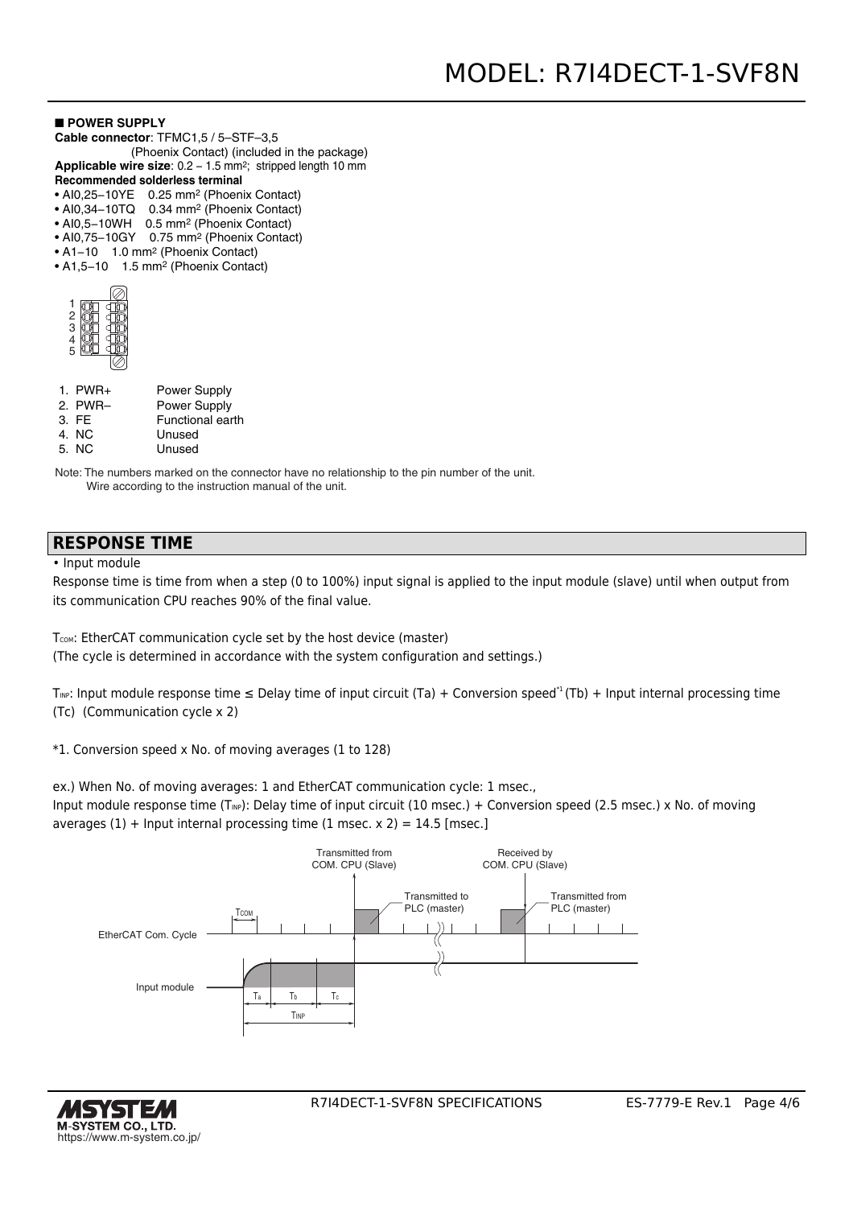# MODEL: R7I4DECT-1-SVF8N

■ **POWER SUPPLY**

**Cable connector**: TFMC1,5 / 5–STF–3,5 (Phoenix Contact) (included in the package)

**Applicable wire size**: 0.2 – 1.5 $mm^2$; stripped length 10 mm

**Recommended solderless terminal**

- AI0,25–10YE 0.25 $mm^2$ (Phoenix Contact)
- AI0,34–10TQ 0.34 $mm^2$ (Phoenix Contact)
- AI0,5–10WH 0.5 $mm^2$ (Phoenix Contact)
- AI0,75–10GY 0.75 $mm^2$ (Phoenix Contact)
- A1–10 1.0 $mm^2$ (Phoenix Contact)
- A1,5–10 1.5 $mm^2$ (Phoenix Contact)

1. PWR+ Power Supply
2. PWR– Power Supply
3. FE Functional earth
4. NC Unused
5. NC Unused

Note: The numbers marked on the connector have no relationship to the pin number of the unit. Wire according to the instruction manual of the unit.

## RESPONSE TIME

• Input module

Response time is time from when a step (0 to 100%) input signal is applied to the input module (slave) until when output from its communication CPU reaches 90% of the final value.

$T_{COM}$: EtherCAT communication cycle set by the host device (master)
(The cycle is determined in accordance with the system configuration and settings.)

$T_{INP}$: Input module response time ≤ Delay time of input circuit (Ta) + Conversion speed[*1] (Tb) + Input internal processing time (Tc) (Communication cycle x 2)

*1. Conversion speed x No. of moving averages (1 to 128)

ex.) When No. of moving averages: 1 and EtherCAT communication cycle: 1 msec.,
Input module response time ($T_{INP}$): Delay time of input circuit (10 msec.) + Conversion speed (2.5 msec.) x No. of moving averages (1) + Input internal processing time (1 msec. x 2) = 14.5 [msec.]

Transmitted from COM. CPU (Slave) · Received by COM. CPU (Slave) · Transmitted to PLC (master) · Transmitted from PLC (master) · $T_{COM}$ · EtherCAT Com. Cycle · Input module · $T_a$ · $T_b$ · $T_c$ · $T_{INP}$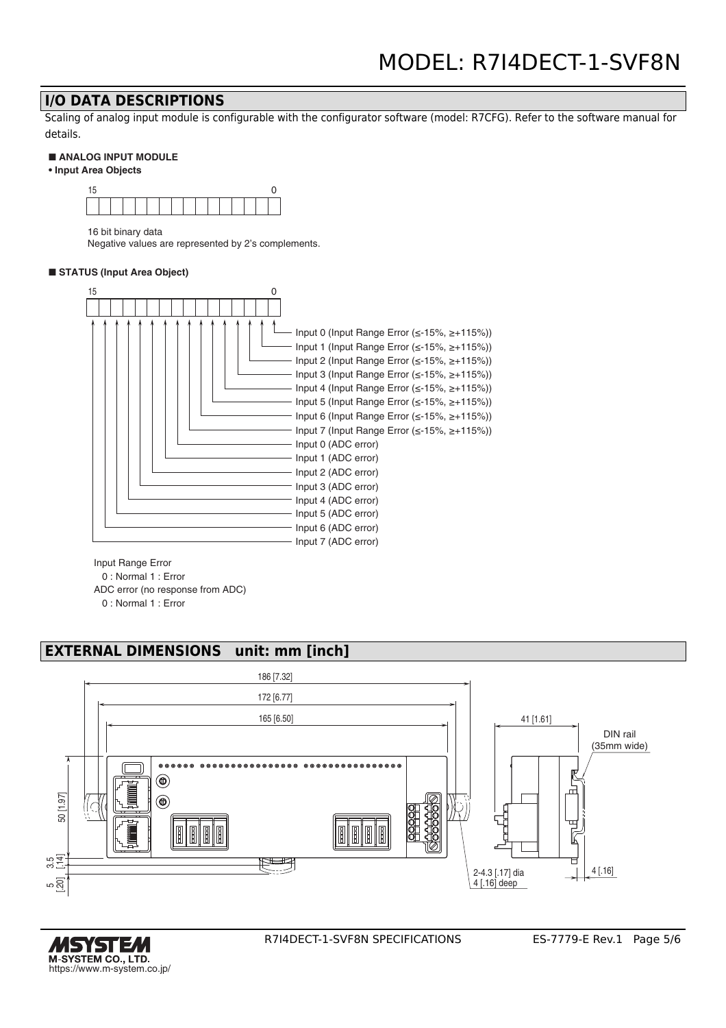# MODEL: R7I4DECT-1-SVF8N

## I/O DATA DESCRIPTIONS

Scaling of analog input module is configurable with the configurator software (model: R7CFG). Refer to the software manual for details.

### ■ ANALOG INPUT MODULE

**• Input Area Objects**

15 … 0

16 bit binary data
Negative values are represented by 2's complements.

### ■ STATUS (Input Area Object)

15 … 0

| Bit | Description |
|---|---|
| 0 | Input 0 (Input Range Error (≤-15%, ≥+115%)) |
| 1 | Input 1 (Input Range Error (≤-15%, ≥+115%)) |
| 2 | Input 2 (Input Range Error (≤-15%, ≥+115%)) |
| 3 | Input 3 (Input Range Error (≤-15%, ≥+115%)) |
| 4 | Input 4 (Input Range Error (≤-15%, ≥+115%)) |
| 5 | Input 5 (Input Range Error (≤-15%, ≥+115%)) |
| 6 | Input 6 (Input Range Error (≤-15%, ≥+115%)) |
| 7 | Input 7 (Input Range Error (≤-15%, ≥+115%)) |
| 8 | Input 0 (ADC error) |
| 9 | Input 1 (ADC error) |
| 10 | Input 2 (ADC error) |
| 11 | Input 3 (ADC error) |
| 12 | Input 4 (ADC error) |
| 13 | Input 5 (ADC error) |
| 14 | Input 6 (ADC error) |
| 15 | Input 7 (ADC error) |

Input Range Error
  0 : Normal 1 : Error
ADC error (no response from ADC)
  0 : Normal 1 : Error

## EXTERNAL DIMENSIONS unit: mm [inch]

186 [7.32]
172 [6.77]
165 [6.50]
41 [1.61]
DIN rail (35mm wide)
50 [1.97]
3.5 [.14]
5 [.20]
2-4.3 [.17] dia 4 [.16] deep
4 [.16]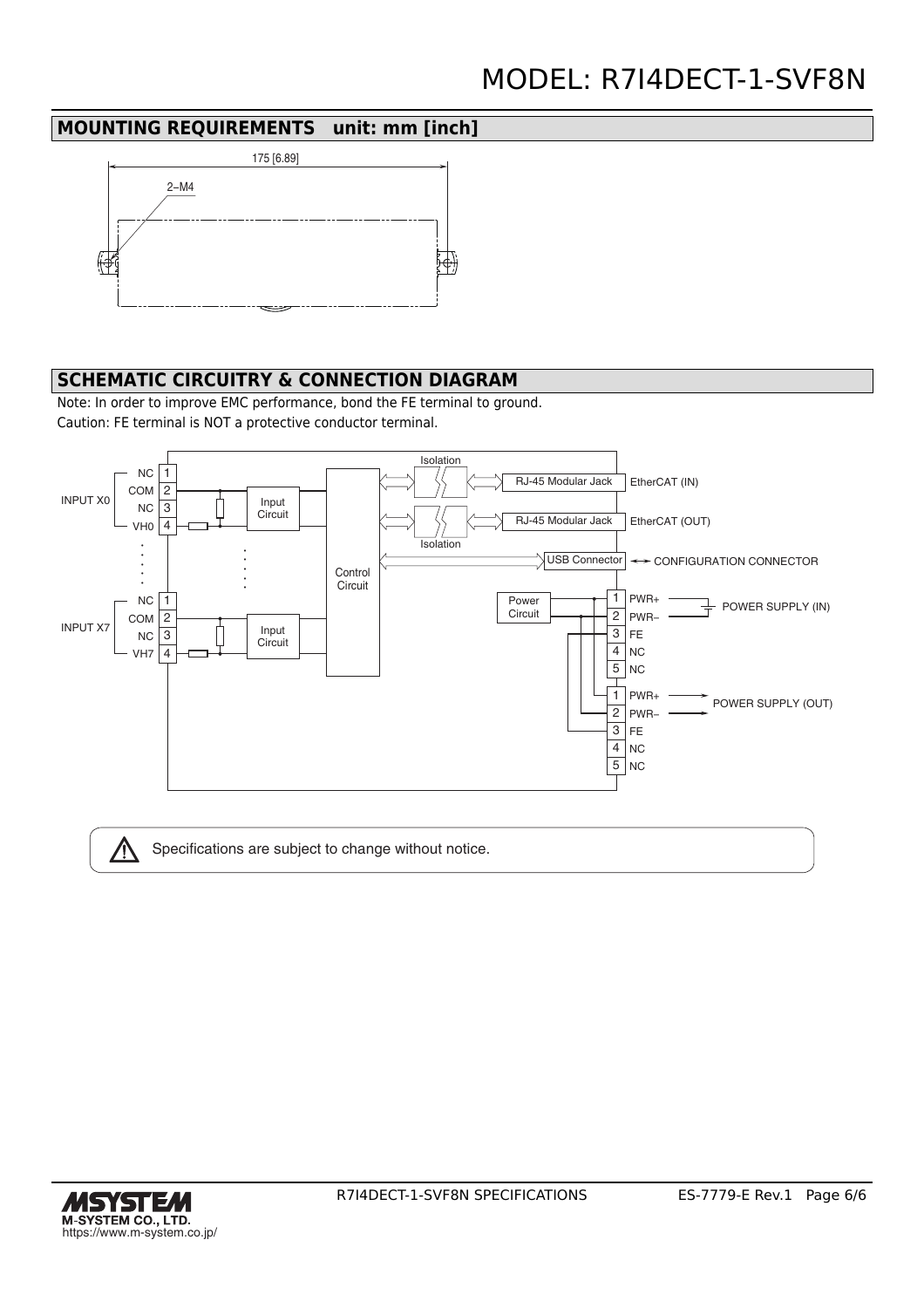## MOUNTING REQUIREMENTS unit: mm [inch]

175 [6.89]

2–M4

## SCHEMATIC CIRCUITRY & CONNECTION DIAGRAM

Note: In order to improve EMC performance, bond the FE terminal to ground.

Caution: FE terminal is NOT a protective conductor terminal.

INPUT X0
NC 1
COM 2
NC 3
VH0 4

INPUT X7
NC 1
COM 2
NC 3
VH7 4

Input Circuit

Input Circuit

Control Circuit

Isolation

Isolation

RJ-45 Modular Jack EtherCAT (IN)

RJ-45 Modular Jack EtherCAT (OUT)

USB Connector ↔ CONFIGURATION CONNECTOR

Power Circuit

1 PWR+
2 PWR–
3 FE
4 NC
5 NC
POWER SUPPLY (IN)

1 PWR+
2 PWR–
3 FE
4 NC
5 NC
POWER SUPPLY (OUT)

⚠ Specifications are subject to change without notice.